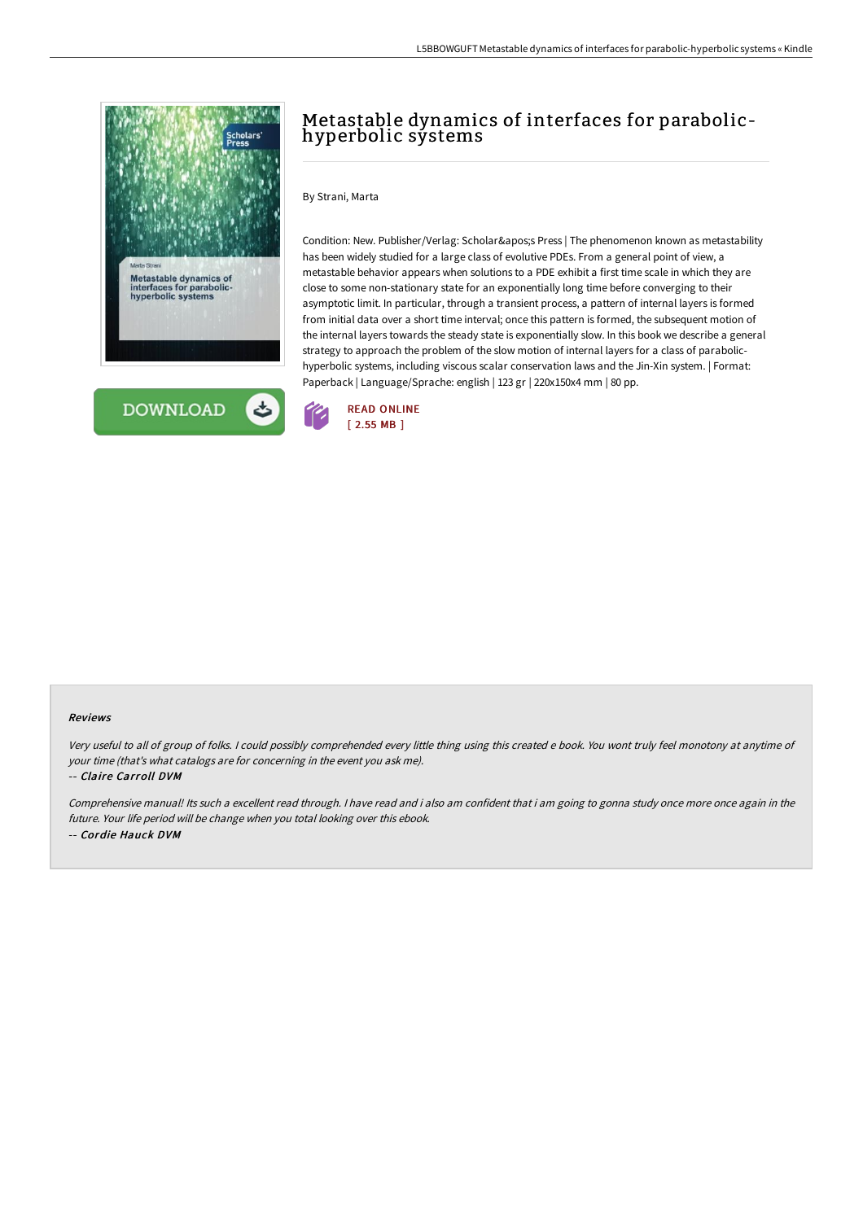# Metastable dynamics of interfaces for parabolic-hyperbolic systems

By Strani, Marta

Condition: New. Publisher/Verlag: Scholar&apos;s Press | The phenomenon known as metastability has been widely studied for a large class of evolutive PDEs. From a general point of view, a metastable behavior appears when solutions to a PDE exhibit a first time scale in which they are close to some non-stationary state for an exponentially long time before converging to their asymptotic limit. In particular, through a transient process, a pattern of internal layers is formed from initial data over a short time interval; once this pattern is formed, the subsequent motion of the internal layers towards the steady state is exponentially slow. In this book we describe a general strategy to approach the problem of the slow motion of internal layers for a class of parabolic-hyperbolic systems, including viscous scalar conservation laws and the Jin-Xin system. | Format: Paperback | Language/Sprache: english | 123 gr | 220x150x4 mm | 80 pp.

READ ONLINE
[ 2.55 MB ]

#### Reviews

*Very useful to all of group of folks. I could possibly comprehended every little thing using this created e book. You wont truly feel monotony at anytime of your time (that's what catalogs are for concerning in the event you ask me).*

-- *Claire Carroll DVM*

*Comprehensive manual! Its such a excellent read through. I have read and i also am confident that i am going to gonna study once more once again in the future. Your life period will be change when you total looking over this ebook.*

-- *Cordie Hauck DVM*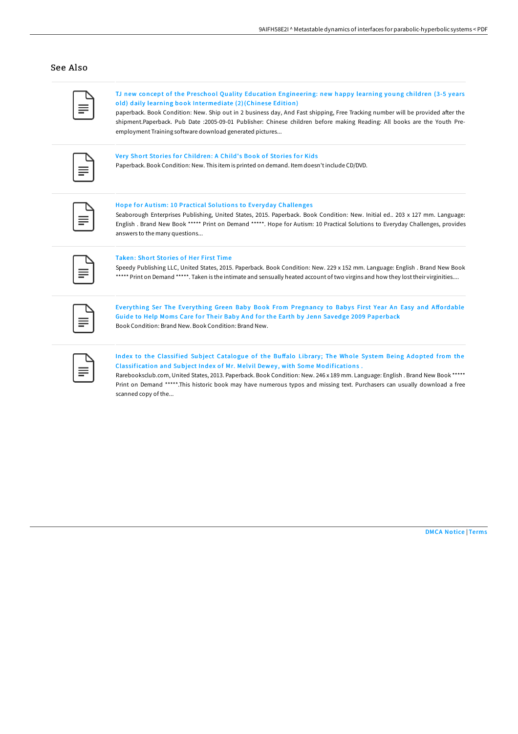## See Also

**TJ new concept of the Preschool Quality Education Engineering: new happy learning young children (3-5 years old) daily learning book Intermediate (2)(Chinese Edition)**

paperback. Book Condition: New. Ship out in 2 business day, And Fast shipping, Free Tracking number will be provided after the shipment.Paperback. Pub Date :2005-09-01 Publisher: Chinese children before making Reading: All books are the Youth Pre-employment Training software download generated pictures...

**Very Short Stories for Children: A Child's Book of Stories for Kids**

Paperback. Book Condition: New. This item is printed on demand. Item doesn't include CD/DVD.

**Hope for Autism: 10 Practical Solutions to Everyday Challenges**

Seaborough Enterprises Publishing, United States, 2015. Paperback. Book Condition: New. Initial ed.. 203 x 127 mm. Language: English . Brand New Book ***** Print on Demand *****. Hope for Autism: 10 Practical Solutions to Everyday Challenges, provides answers to the many questions...

**Taken: Short Stories of Her First Time**

Speedy Publishing LLC, United States, 2015. Paperback. Book Condition: New. 229 x 152 mm. Language: English . Brand New Book ***** Print on Demand *****. Taken is the intimate and sensually heated account of two virgins and how they lost their virginities....

**Everything Ser The Everything Green Baby Book From Pregnancy to Babys First Year An Easy and Affordable Guide to Help Moms Care for Their Baby And for the Earth by Jenn Savedge 2009 Paperback**

Book Condition: Brand New. Book Condition: Brand New.

**Index to the Classified Subject Catalogue of the Buffalo Library; The Whole System Being Adopted from the Classification and Subject Index of Mr. Melvil Dewey, with Some Modifications .**

Rarebooksclub.com, United States, 2013. Paperback. Book Condition: New. 246 x 189 mm. Language: English . Brand New Book ***** Print on Demand *****.This historic book may have numerous typos and missing text. Purchasers can usually download a free scanned copy of the...